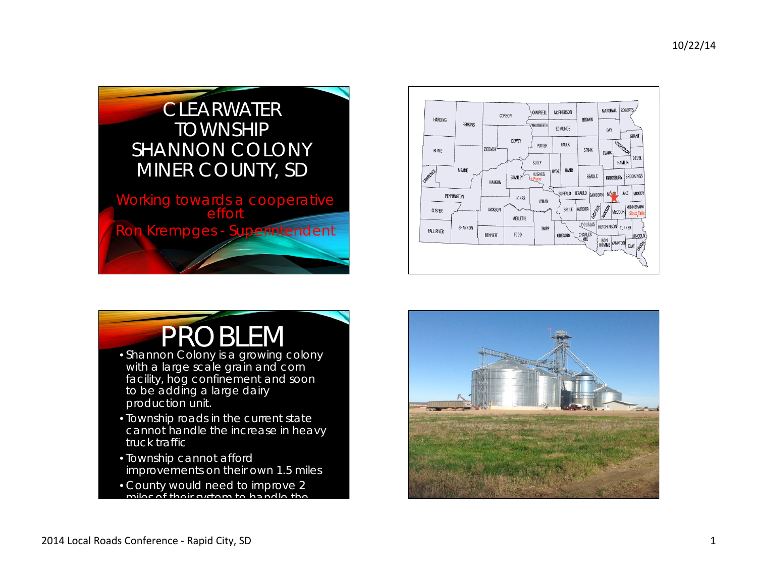# CLEARWATER TOWNSHIP SHANNON COLONY MINER COUNTY, SD

Working towards a cooperative effort

Ron Krempges - Superintendent

# PROBLEM

- Shannon Colony is a growing colony with a large scale grain and corn facility, hog confinement and soon to be adding a large dairy production unit.
- Township roads in the current state cannot handle the increase in heavy truck traffic
- Township cannot afford improvements on their own 1.5 miles
- County would need to improve 2 miles of their system to handle the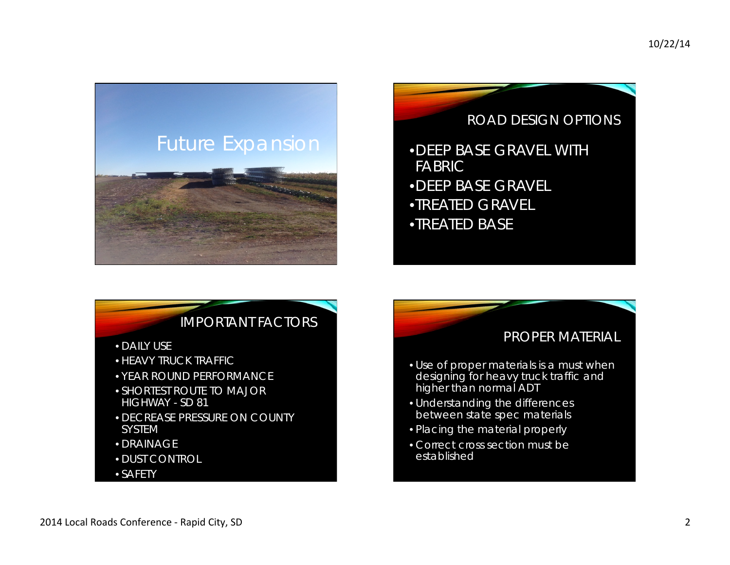## Future Expansion

## ROAD DESIGN OPTIONS

- DEEP BASE GRAVEL WITH FABRIC
- DEEP BASE GRAVEL
- TREATED GRAVEL
- TREATED BASE

## IMPORTANT FACTORS

- DAILY USE
- HEAVY TRUCK TRAFFIC
- YEAR ROUND PERFORMANCE
- SHORTEST ROUTE TO MAJOR HIGHWAY - SD 81
- DECREASE PRESSURE ON COUNTY SYSTEM
- DRAINAGE
- DUST CONTROL
- SAFETY

## PROPER MATERIAL

- Use of proper materials is a must when designing for heavy truck traffic and higher than normal ADT
- Understanding the differences between state spec materials
- Placing the material properly
- Correct cross section must be established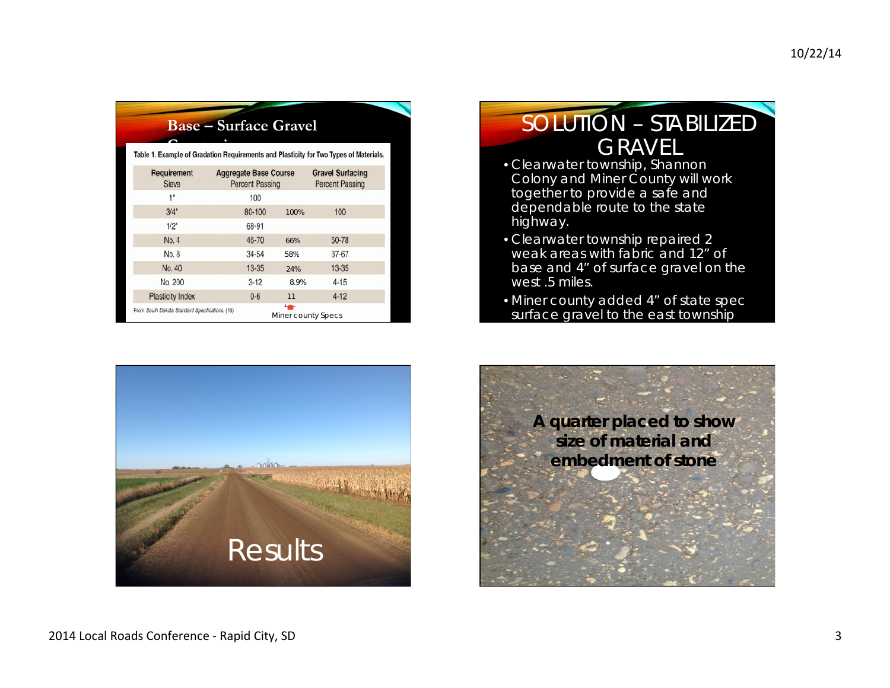## Base – Surface Gravel

Table 1. Example of Gradation Requirements and Plasticity for Two Types of Materials.

| Requirement Sieve | Aggregate Base Course Percent Passing | | Gravel Surfacing Percent Passing |
|---|---|---|---|
| 1" | 100 | | |
| 3/4" | 80-100 | 100% | 100 |
| 1/2" | 68-91 | | |
| No. 4 | 46-70 | 66% | 50-78 |
| No. 8 | 34-54 | 58% | 37-67 |
| No. 40 | 13-35 | 24% | 13-35 |
| No. 200 | 3-12 | 8.9% | 4-15 |
| Plasticity Index | 0-6 | 11 | 4-12 |

From South Dakota Standard Specifications. (16)

Miner county Specs

## SOLUTION – STABILIZED GRAVEL

- Clearwater township, Shannon Colony and Miner County will work together to provide a safe and dependable route to the state highway.
- Clearwater township repaired 2 weak areas with fabric and 12" of base and 4" of surface gravel on the west .5 miles.
- Miner county added 4" of state spec surface gravel to the east township

Results

**A quarter placed to show size of material and embedment of stone**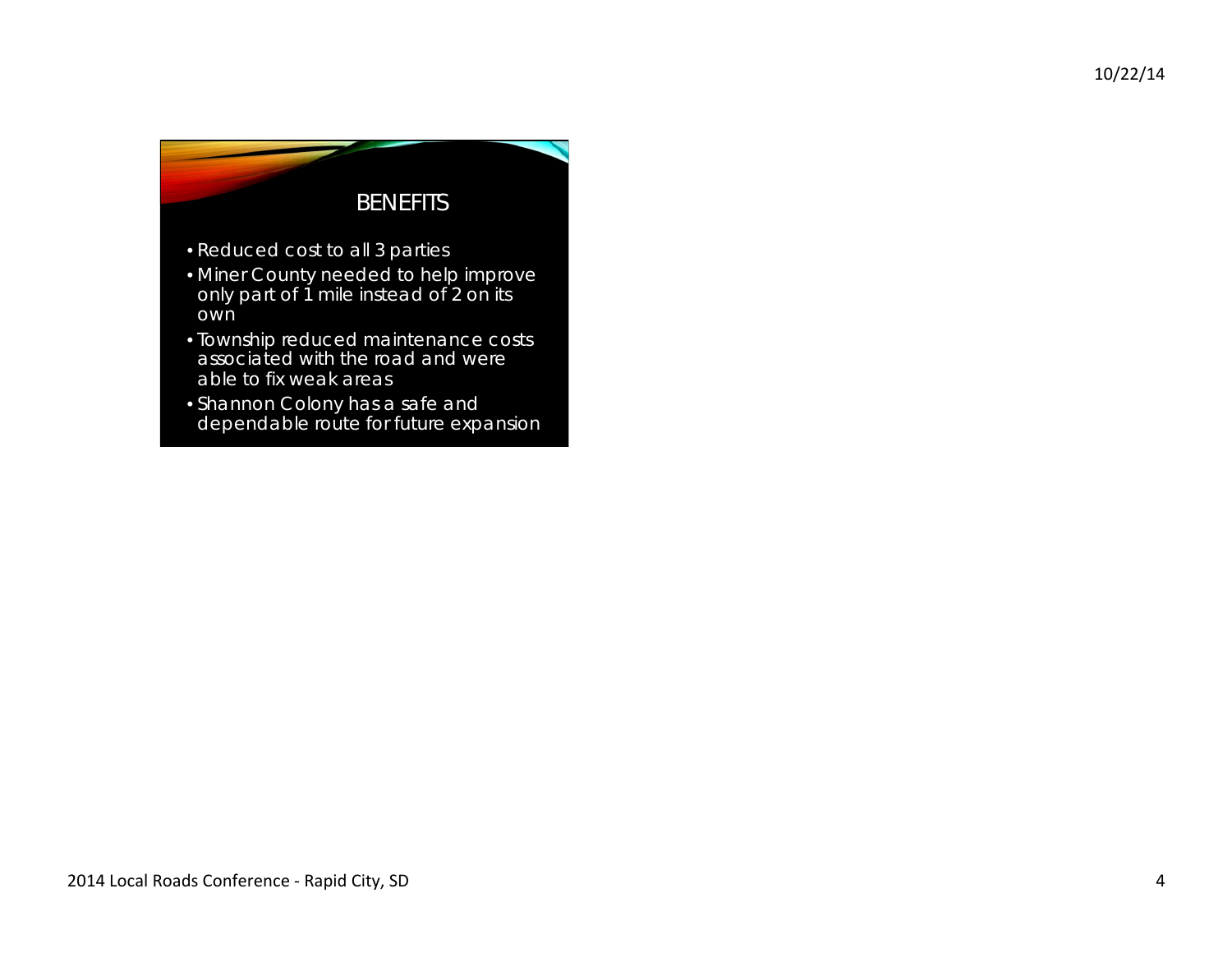## BENEFITS

- Reduced cost to all 3 parties
- Miner County needed to help improve only part of 1 mile instead of 2 on its own
- Township reduced maintenance costs associated with the road and were able to fix weak areas
- Shannon Colony has a safe and dependable route for future expansion